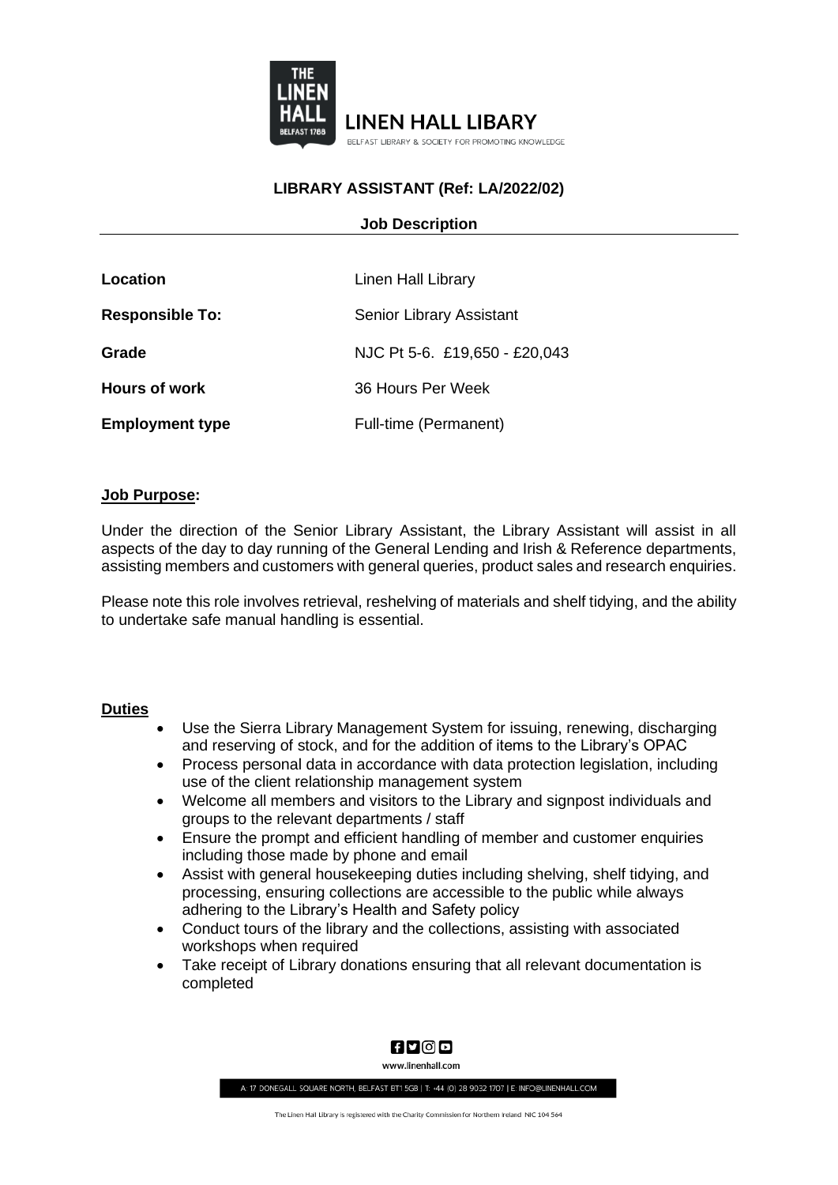# LINEN HALL LIBARY

BELFAST LIBRARY & SOCIETY FOR PROMOTING KNOWLEDGE

## LIBRARY ASSISTANT (Ref: LA/2022/02)

### Job Description

| | |
|---|---|
| **Location** | Linen Hall Library |
| **Responsible To:** | Senior Library Assistant |
| **Grade** | NJC Pt 5-6. £19,650 - £20,043 |
| **Hours of work** | 36 Hours Per Week |
| **Employment type** | Full-time (Permanent) |

### Job Purpose:

Under the direction of the Senior Library Assistant, the Library Assistant will assist in all aspects of the day to day running of the General Lending and Irish & Reference departments, assisting members and customers with general queries, product sales and research enquiries.

Please note this role involves retrieval, reshelving of materials and shelf tidying, and the ability to undertake safe manual handling is essential.

### Duties

- Use the Sierra Library Management System for issuing, renewing, discharging and reserving of stock, and for the addition of items to the Library's OPAC
- Process personal data in accordance with data protection legislation, including use of the client relationship management system
- Welcome all members and visitors to the Library and signpost individuals and groups to the relevant departments / staff
- Ensure the prompt and efficient handling of member and customer enquiries including those made by phone and email
- Assist with general housekeeping duties including shelving, shelf tidying, and processing, ensuring collections are accessible to the public while always adhering to the Library's Health and Safety policy
- Conduct tours of the library and the collections, assisting with associated workshops when required
- Take receipt of Library donations ensuring that all relevant documentation is completed

www.linenhall.com

A: 17 DONEGALL SQUARE NORTH, BELFAST BT1 5GB | T: +44 (0) 28 9032 1707 | E: INFO@LINENHALL.COM

The Linen Hall Library is registered with the Charity Commission for Northern Ireland NIC 104 564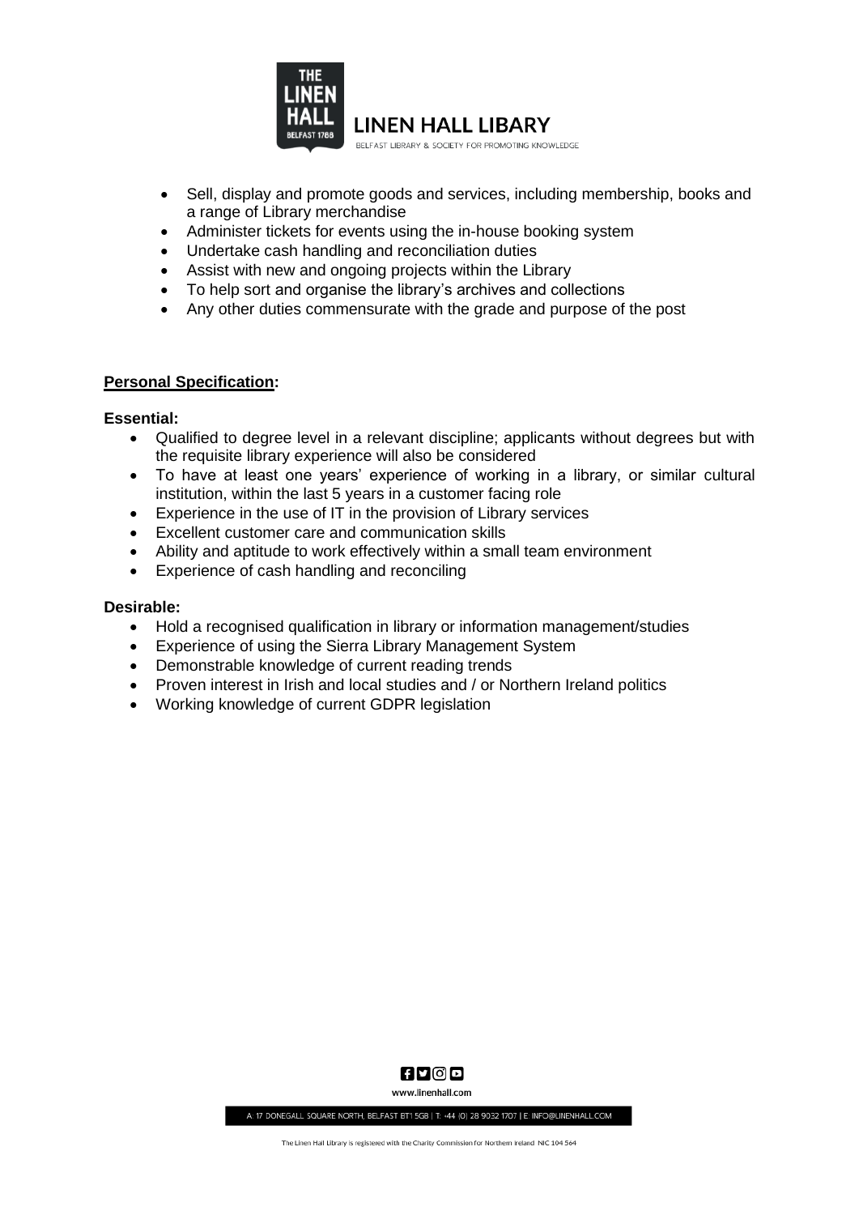- Sell, display and promote goods and services, including membership, books and a range of Library merchandise
- Administer tickets for events using the in-house booking system
- Undertake cash handling and reconciliation duties
- Assist with new and ongoing projects within the Library
- To help sort and organise the library's archives and collections
- Any other duties commensurate with the grade and purpose of the post

**Personal Specification:**

**Essential:**

- Qualified to degree level in a relevant discipline; applicants without degrees but with the requisite library experience will also be considered
- To have at least one years' experience of working in a library, or similar cultural institution, within the last 5 years in a customer facing role
- Experience in the use of IT in the provision of Library services
- Excellent customer care and communication skills
- Ability and aptitude to work effectively within a small team environment
- Experience of cash handling and reconciling

**Desirable:**

- Hold a recognised qualification in library or information management/studies
- Experience of using the Sierra Library Management System
- Demonstrable knowledge of current reading trends
- Proven interest in Irish and local studies and / or Northern Ireland politics
- Working knowledge of current GDPR legislation